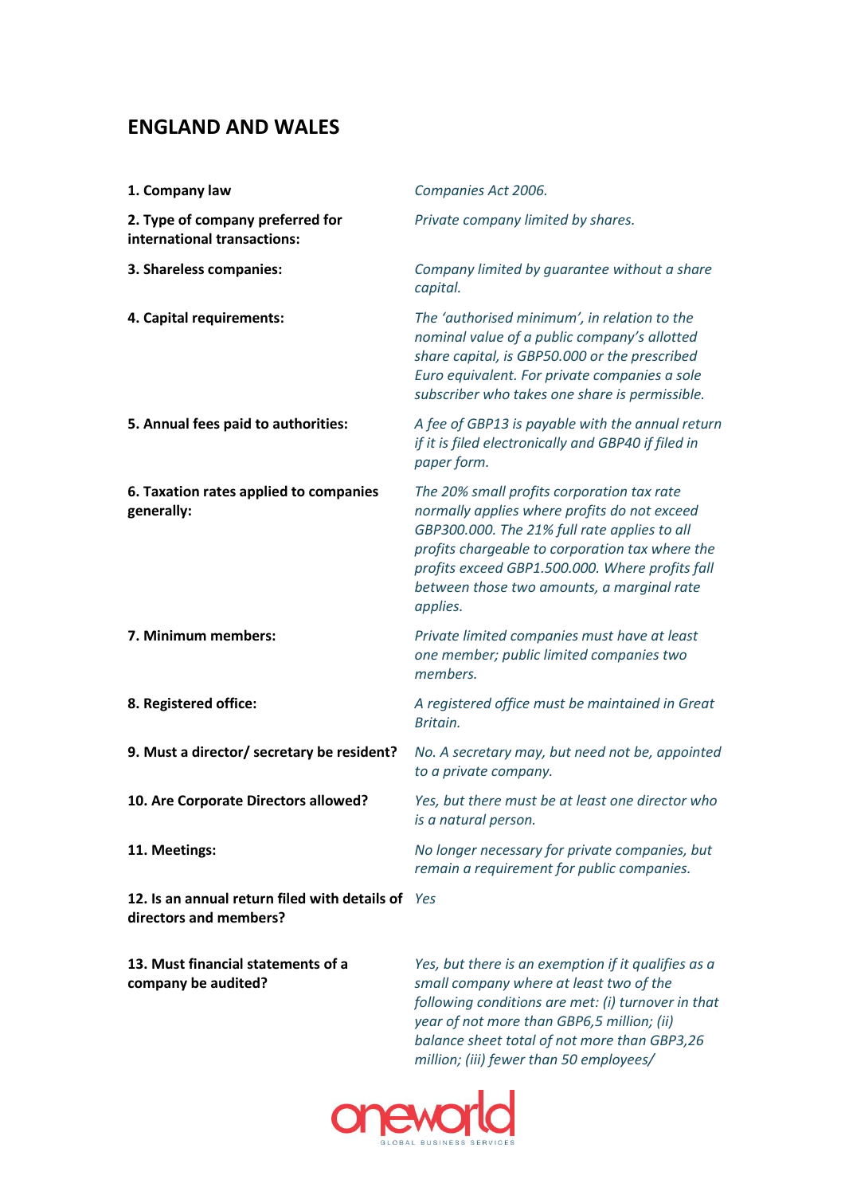## ENGLAND AND WALES

| | |
|---|---|
| **1. Company law** | *Companies Act 2006.* |
| **2. Type of company preferred for international transactions:** | *Private company limited by shares.* |
| **3. Shareless companies:** | *Company limited by guarantee without a share capital.* |
| **4. Capital requirements:** | *The 'authorised minimum', in relation to the nominal value of a public company's allotted share capital, is GBP50.000 or the prescribed Euro equivalent. For private companies a sole subscriber who takes one share is permissible.* |
| **5. Annual fees paid to authorities:** | *A fee of GBP13 is payable with the annual return if it is filed electronically and GBP40 if filed in paper form.* |
| **6. Taxation rates applied to companies generally:** | *The 20% small profits corporation tax rate normally applies where profits do not exceed GBP300.000. The 21% full rate applies to all profits chargeable to corporation tax where the profits exceed GBP1.500.000. Where profits fall between those two amounts, a marginal rate applies.* |
| **7. Minimum members:** | *Private limited companies must have at least one member; public limited companies two members.* |
| **8. Registered office:** | *A registered office must be maintained in Great Britain.* |
| **9. Must a director/ secretary be resident?** | *No. A secretary may, but need not be, appointed to a private company.* |
| **10. Are Corporate Directors allowed?** | *Yes, but there must be at least one director who is a natural person.* |
| **11. Meetings:** | *No longer necessary for private companies, but remain a requirement for public companies.* |
| **12. Is an annual return filed with details of directors and members?** | *Yes* |
| **13. Must financial statements of a company be audited?** | *Yes, but there is an exemption if it qualifies as a small company where at least two of the following conditions are met: (i) turnover in that year of not more than GBP6,5 million; (ii) balance sheet total of not more than GBP3,26 million; (iii) fewer than 50 employees/* |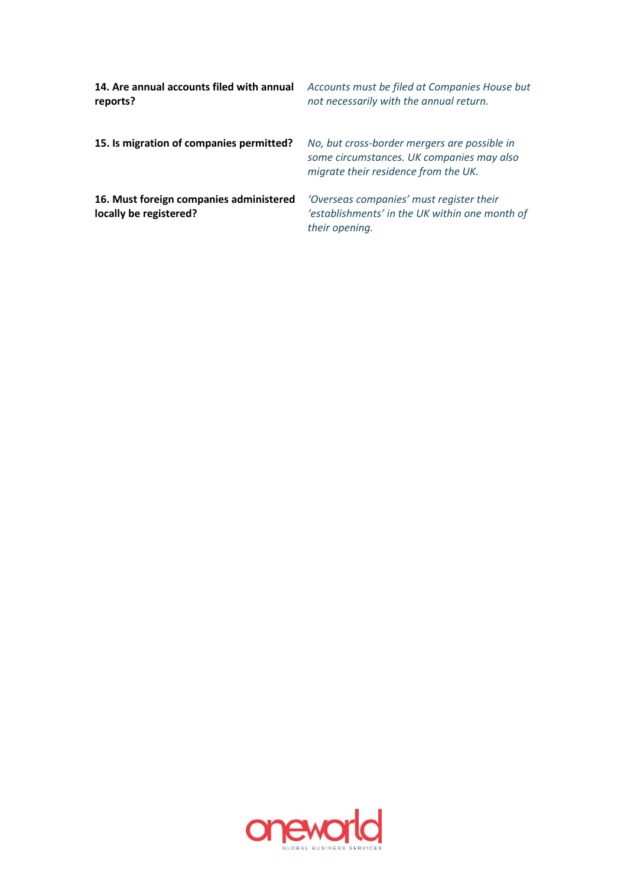| | |
|---|---|
| **14. Are annual accounts filed with annual reports?** | *Accounts must be filed at Companies House but not necessarily with the annual return.* |
| **15. Is migration of companies permitted?** | *No, but cross-border mergers are possible in some circumstances. UK companies may also migrate their residence from the UK.* |
| **16. Must foreign companies administered locally be registered?** | *'Overseas companies' must register their 'establishments' in the UK within one month of their opening.* |